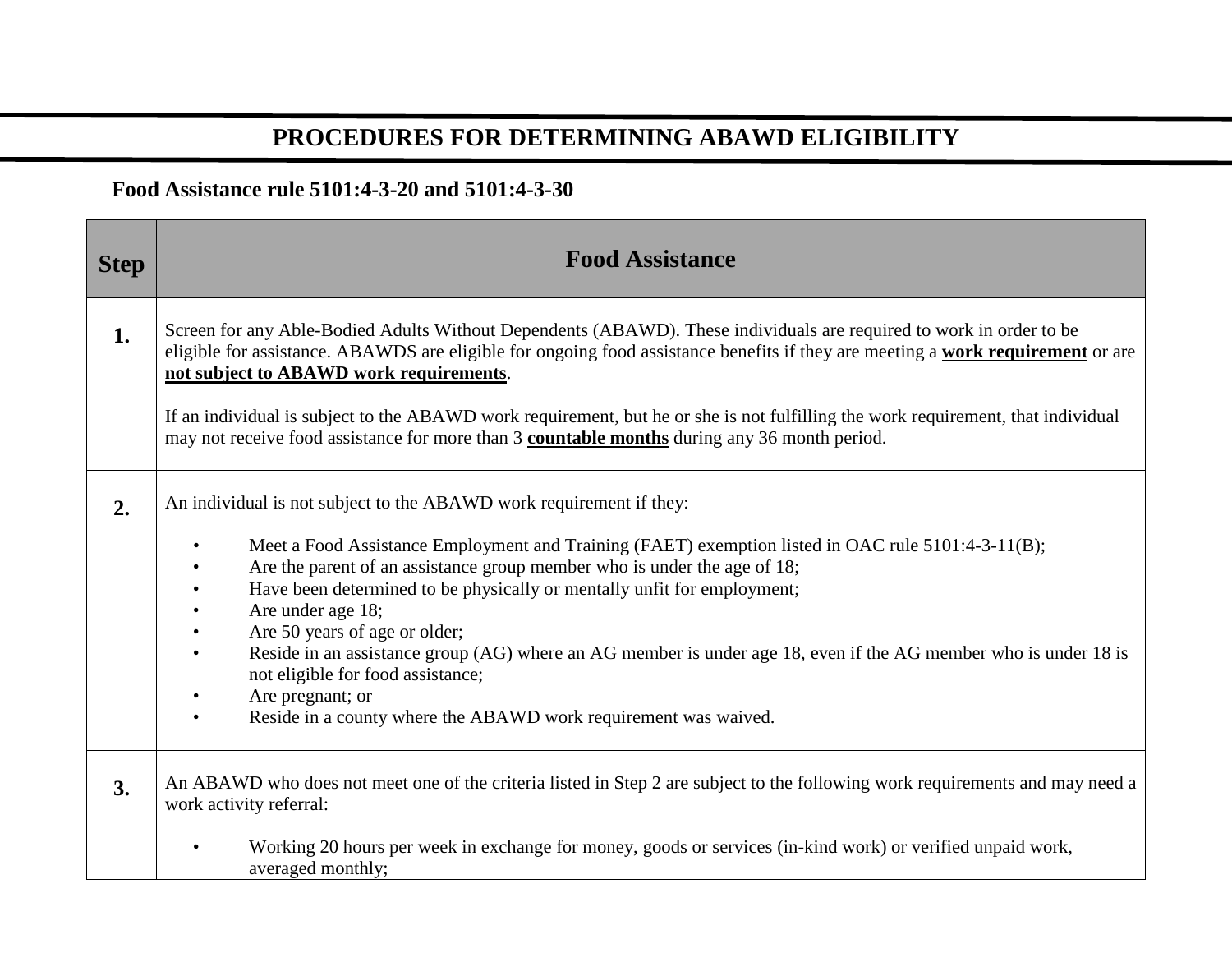# PROCEDURES FOR DETERMINING ABAWD ELIGIBILITY

**Food Assistance rule 5101:4-3-20 and 5101:4-3-30**

| Step | Food Assistance |
|---|---|
| **1.** | Screen for any Able-Bodied Adults Without Dependents (ABAWD). These individuals are required to work in order to be eligible for assistance. ABAWDS are eligible for ongoing food assistance benefits if they are meeting a **work requirement** or are **not subject to ABAWD work requirements**.<br><br>If an individual is subject to the ABAWD work requirement, but he or she is not fulfilling the work requirement, that individual may not receive food assistance for more than 3 **countable months** during any 36 month period. |
| **2.** | An individual is not subject to the ABAWD work requirement if they:<br><br>• Meet a Food Assistance Employment and Training (FAET) exemption listed in OAC rule 5101:4-3-11(B);<br>• Are the parent of an assistance group member who is under the age of 18;<br>• Have been determined to be physically or mentally unfit for employment;<br>• Are under age 18;<br>• Are 50 years of age or older;<br>• Reside in an assistance group (AG) where an AG member is under age 18, even if the AG member who is under 18 is not eligible for food assistance;<br>• Are pregnant; or<br>• Reside in a county where the ABAWD work requirement was waived. |
| **3.** | An ABAWD who does not meet one of the criteria listed in Step 2 are subject to the following work requirements and may need a work activity referral:<br><br>• Working 20 hours per week in exchange for money, goods or services (in-kind work) or verified unpaid work, averaged monthly; |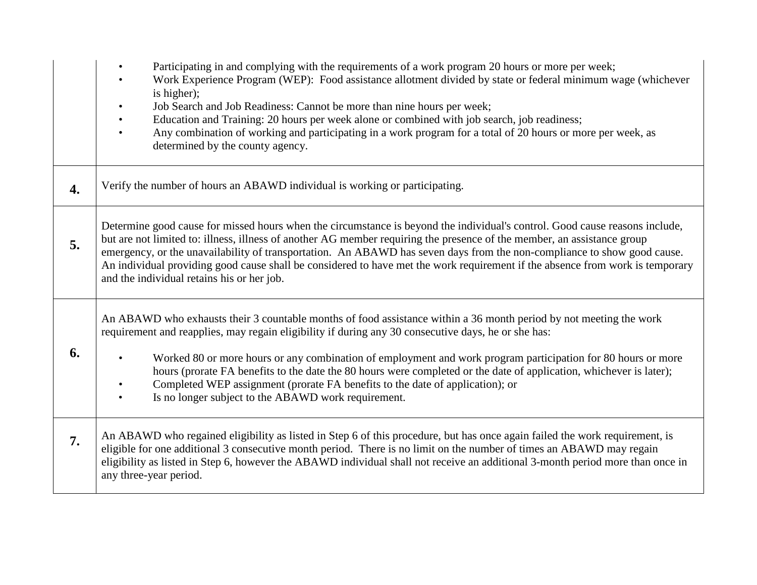| | |
|---|---|
| | • Participating in and complying with the requirements of a work program 20 hours or more per week;<br>• Work Experience Program (WEP): Food assistance allotment divided by state or federal minimum wage (whichever is higher);<br>• Job Search and Job Readiness: Cannot be more than nine hours per week;<br>• Education and Training: 20 hours per week alone or combined with job search, job readiness;<br>• Any combination of working and participating in a work program for a total of 20 hours or more per week, as determined by the county agency. |
| **4.** | Verify the number of hours an ABAWD individual is working or participating. |
| **5.** | Determine good cause for missed hours when the circumstance is beyond the individual's control. Good cause reasons include, but are not limited to: illness, illness of another AG member requiring the presence of the member, an assistance group emergency, or the unavailability of transportation. An ABAWD has seven days from the non-compliance to show good cause. An individual providing good cause shall be considered to have met the work requirement if the absence from work is temporary and the individual retains his or her job. |
| **6.** | An ABAWD who exhausts their 3 countable months of food assistance within a 36 month period by not meeting the work requirement and reapplies, may regain eligibility if during any 30 consecutive days, he or she has:<br><br>• Worked 80 or more hours or any combination of employment and work program participation for 80 hours or more hours (prorate FA benefits to the date the 80 hours were completed or the date of application, whichever is later);<br>• Completed WEP assignment (prorate FA benefits to the date of application); or<br>• Is no longer subject to the ABAWD work requirement. |
| **7.** | An ABAWD who regained eligibility as listed in Step 6 of this procedure, but has once again failed the work requirement, is eligible for one additional 3 consecutive month period. There is no limit on the number of times an ABAWD may regain eligibility as listed in Step 6, however the ABAWD individual shall not receive an additional 3-month period more than once in any three-year period. |